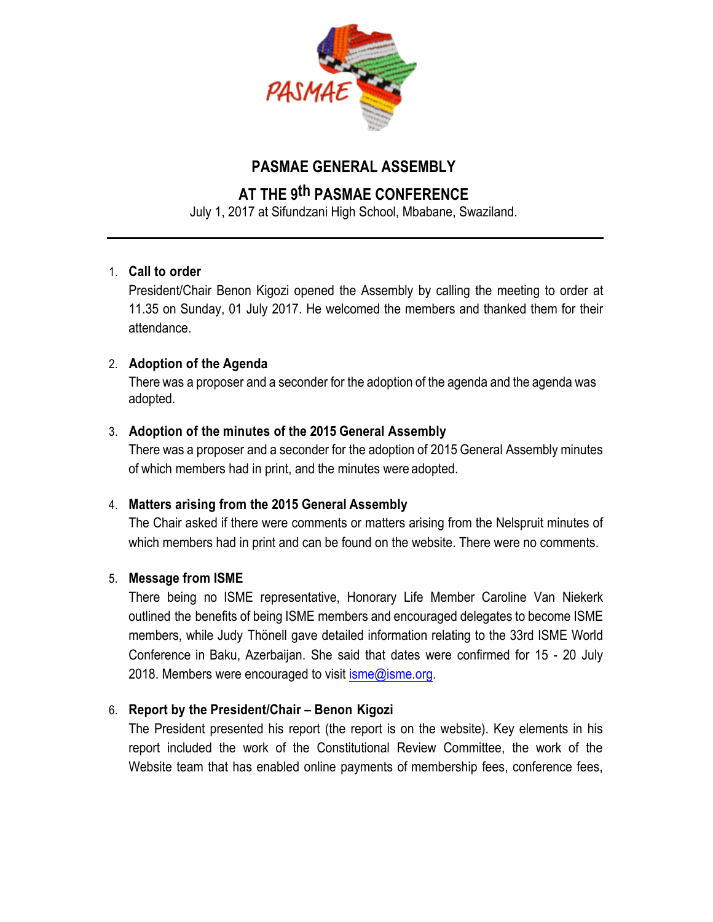# PASMAE GENERAL ASSEMBLY

## AT THE 9th PASMAE CONFERENCE

July 1, 2017 at Sifundzani High School, Mbabane, Swaziland.

---

1. **Call to order**

   President/Chair Benon Kigozi opened the Assembly by calling the meeting to order at 11.35 on Sunday, 01 July 2017. He welcomed the members and thanked them for their attendance.

2. **Adoption of the Agenda**

   There was a proposer and a seconder for the adoption of the agenda and the agenda was adopted.

3. **Adoption of the minutes of the 2015 General Assembly**

   There was a proposer and a seconder for the adoption of 2015 General Assembly minutes of which members had in print, and the minutes were adopted.

4. **Matters arising from the 2015 General Assembly**

   The Chair asked if there were comments or matters arising from the Nelspruit minutes of which members had in print and can be found on the website. There were no comments.

5. **Message from ISME**

   There being no ISME representative, Honorary Life Member Caroline Van Niekerk outlined the benefits of being ISME members and encouraged delegates to become ISME members, while Judy Thönell gave detailed information relating to the 33rd ISME World Conference in Baku, Azerbaijan. She said that dates were confirmed for 15 - 20 July 2018. Members were encouraged to visit isme@isme.org.

6. **Report by the President/Chair – Benon Kigozi**

   The President presented his report (the report is on the website). Key elements in his report included the work of the Constitutional Review Committee, the work of the Website team that has enabled online payments of membership fees, conference fees,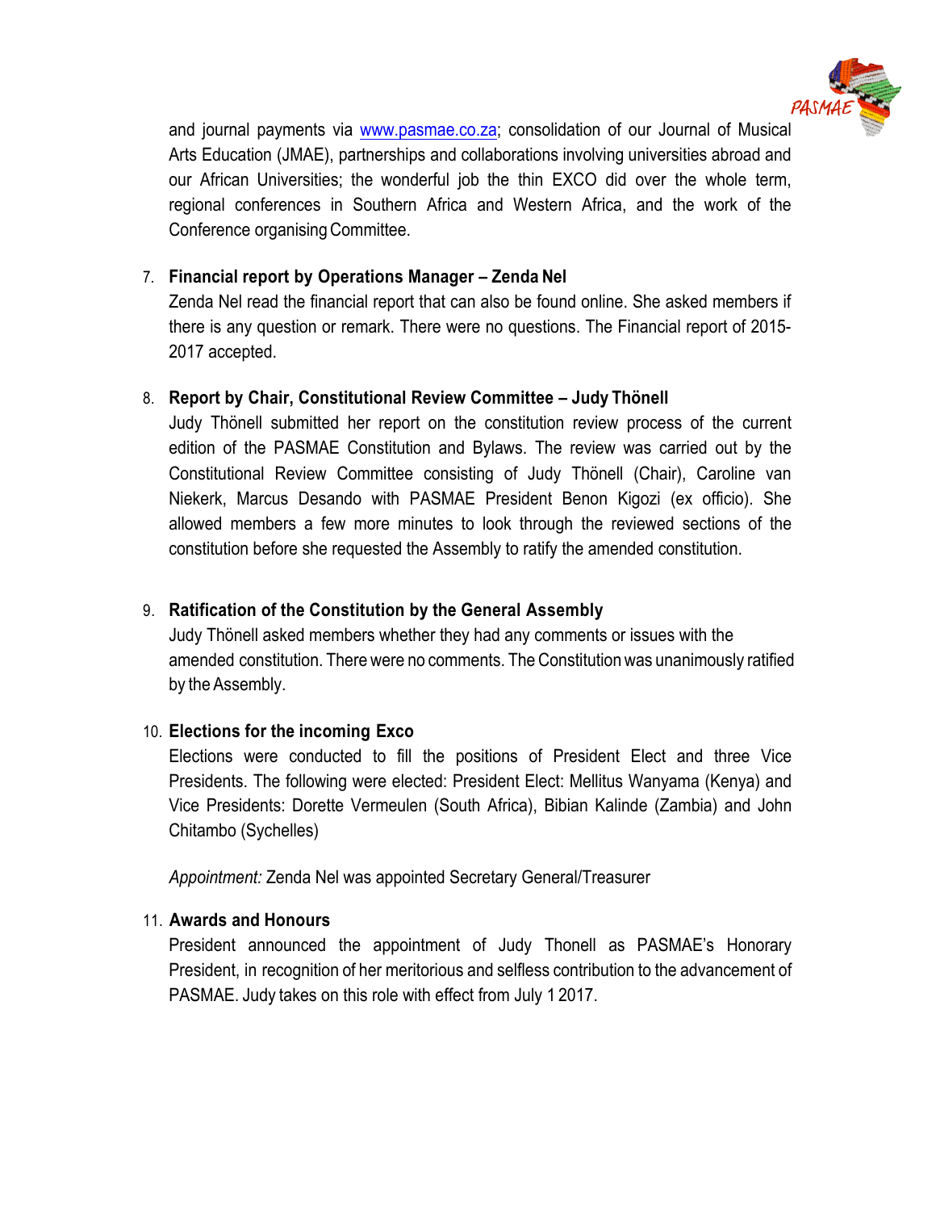and journal payments via www.pasmae.co.za; consolidation of our Journal of Musical Arts Education (JMAE), partnerships and collaborations involving universities abroad and our African Universities; the wonderful job the thin EXCO did over the whole term, regional conferences in Southern Africa and Western Africa, and the work of the Conference organising Committee.

7. **Financial report by Operations Manager – Zenda Nel**
   Zenda Nel read the financial report that can also be found online. She asked members if there is any question or remark. There were no questions. The Financial report of 2015-2017 accepted.

8. **Report by Chair, Constitutional Review Committee – Judy Thönell**
   Judy Thönell submitted her report on the constitution review process of the current edition of the PASMAE Constitution and Bylaws. The review was carried out by the Constitutional Review Committee consisting of Judy Thönell (Chair), Caroline van Niekerk, Marcus Desando with PASMAE President Benon Kigozi (ex officio). She allowed members a few more minutes to look through the reviewed sections of the constitution before she requested the Assembly to ratify the amended constitution.

9. **Ratification of the Constitution by the General Assembly**
   Judy Thönell asked members whether they had any comments or issues with the amended constitution. There were no comments. The Constitution was unanimously ratified by the Assembly.

10. **Elections for the incoming Exco**
    Elections were conducted to fill the positions of President Elect and three Vice Presidents. The following were elected: President Elect: Mellitus Wanyama (Kenya) and Vice Presidents: Dorette Vermeulen (South Africa), Bibian Kalinde (Zambia) and John Chitambo (Sychelles)

    *Appointment:* Zenda Nel was appointed Secretary General/Treasurer

11. **Awards and Honours**
    President announced the appointment of Judy Thonell as PASMAE's Honorary President, in recognition of her meritorious and selfless contribution to the advancement of PASMAE. Judy takes on this role with effect from July 1 2017.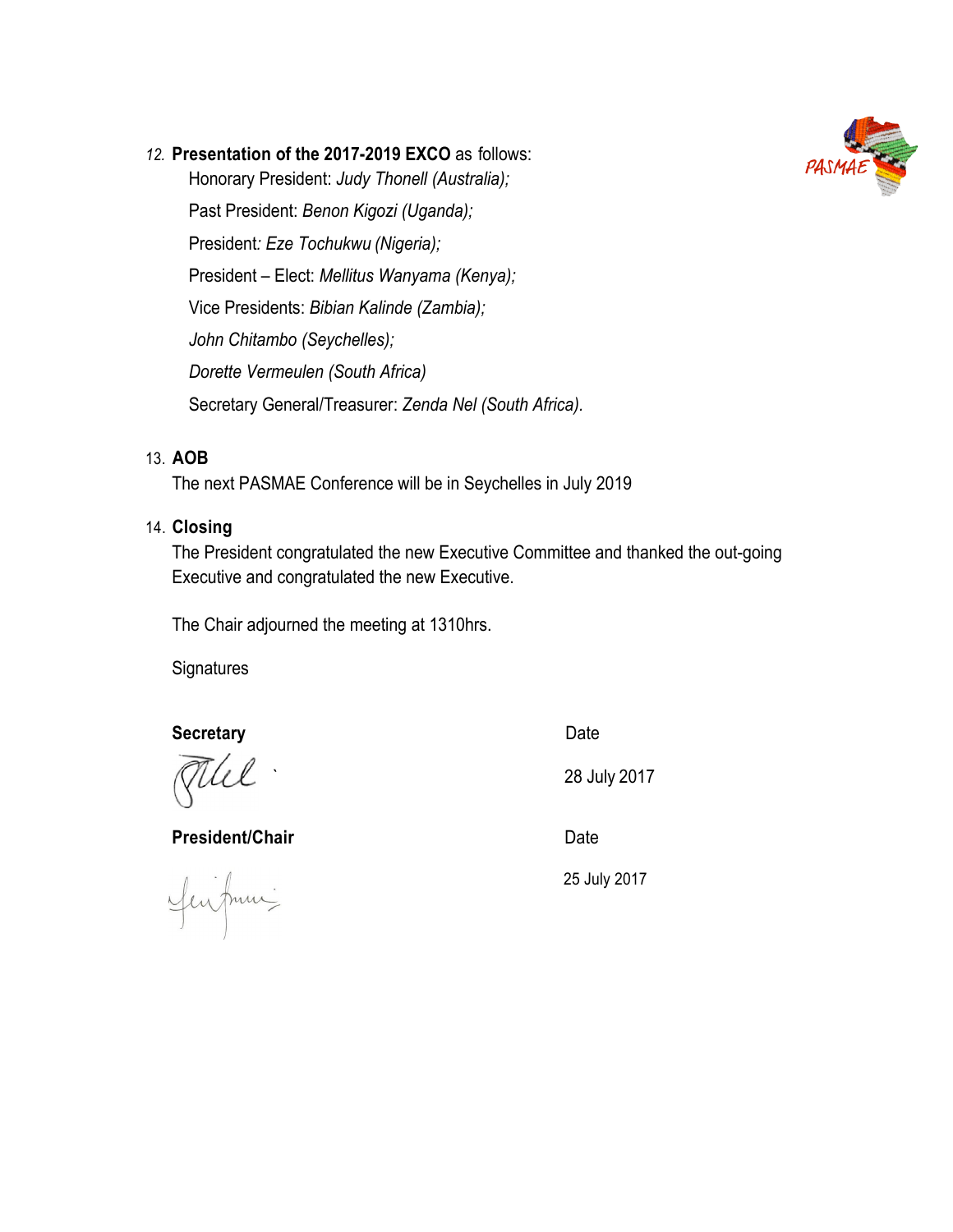12. **Presentation of the 2017-2019 EXCO** as follows:

    Honorary President: *Judy Thonell (Australia);*

    Past President: *Benon Kigozi (Uganda);*

    President*: Eze Tochukwu (Nigeria);*

    President – Elect: *Mellitus Wanyama (Kenya);*

    Vice Presidents: *Bibian Kalinde (Zambia);*

    *John Chitambo (Seychelles);*

    *Dorette Vermeulen (South Africa)*

    Secretary General/Treasurer: *Zenda Nel (South Africa).*

13. **AOB**

    The next PASMAE Conference will be in Seychelles in July 2019

14. **Closing**

    The President congratulated the new Executive Committee and thanked the out-going Executive and congratulated the new Executive.

    The Chair adjourned the meeting at 1310hrs.

    Signatures

| | |
|---|---|
| **Secretary** | Date |
| | 28 July 2017 |
| **President/Chair** | Date |
| | 25 July 2017 |